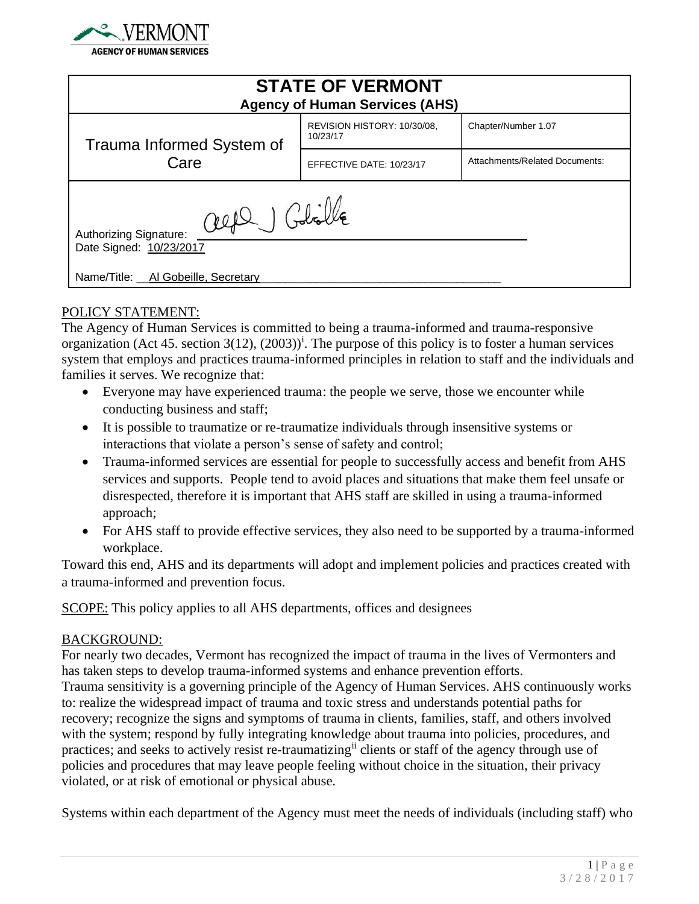VERMONT
AGENCY OF HUMAN SERVICES

| STATE OF VERMONT<br>Agency of Human Services (AHS) | | |
|---|---|---|
| Trauma Informed System of Care | REVISION HISTORY: 10/30/08, 10/23/17 | Chapter/Number 1.07 |
| | EFFECTIVE DATE: 10/23/17 | Attachments/Related Documents: |

Authorizing Signature: ______________________

Date Signed: 10/23/2017

Name/Title: Al Gobeille, Secretary

## POLICY STATEMENT:

The Agency of Human Services is committed to being a trauma-informed and trauma-responsive organization (Act 45. section 3(12), (2003))[i]. The purpose of this policy is to foster a human services system that employs and practices trauma-informed principles in relation to staff and the individuals and families it serves. We recognize that:

- Everyone may have experienced trauma: the people we serve, those we encounter while conducting business and staff;
- It is possible to traumatize or re-traumatize individuals through insensitive systems or interactions that violate a person's sense of safety and control;
- Trauma-informed services are essential for people to successfully access and benefit from AHS services and supports. People tend to avoid places and situations that make them feel unsafe or disrespected, therefore it is important that AHS staff are skilled in using a trauma-informed approach;
- For AHS staff to provide effective services, they also need to be supported by a trauma-informed workplace.

Toward this end, AHS and its departments will adopt and implement policies and practices created with a trauma-informed and prevention focus.

SCOPE: This policy applies to all AHS departments, offices and designees

## BACKGROUND:

For nearly two decades, Vermont has recognized the impact of trauma in the lives of Vermonters and has taken steps to develop trauma-informed systems and enhance prevention efforts.

Trauma sensitivity is a governing principle of the Agency of Human Services. AHS continuously works to: realize the widespread impact of trauma and toxic stress and understands potential paths for recovery; recognize the signs and symptoms of trauma in clients, families, staff, and others involved with the system; respond by fully integrating knowledge about trauma into policies, procedures, and practices; and seeks to actively resist re-traumatizing[ii] clients or staff of the agency through use of policies and procedures that may leave people feeling without choice in the situation, their privacy violated, or at risk of emotional or physical abuse.

Systems within each department of the Agency must meet the needs of individuals (including staff) who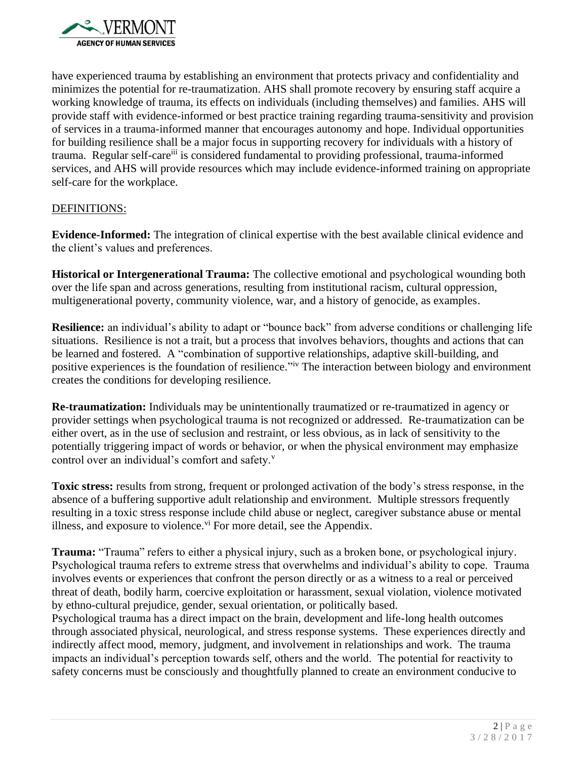have experienced trauma by establishing an environment that protects privacy and confidentiality and minimizes the potential for re-traumatization. AHS shall promote recovery by ensuring staff acquire a working knowledge of trauma, its effects on individuals (including themselves) and families. AHS will provide staff with evidence-informed or best practice training regarding trauma-sensitivity and provision of services in a trauma-informed manner that encourages autonomy and hope. Individual opportunities for building resilience shall be a major focus in supporting recovery for individuals with a history of trauma. Regular self-care[iii] is considered fundamental to providing professional, trauma-informed services, and AHS will provide resources which may include evidence-informed training on appropriate self-care for the workplace.

DEFINITIONS:

**Evidence-Informed:** The integration of clinical expertise with the best available clinical evidence and the client's values and preferences.

**Historical or Intergenerational Trauma:** The collective emotional and psychological wounding both over the life span and across generations, resulting from institutional racism, cultural oppression, multigenerational poverty, community violence, war, and a history of genocide, as examples.

**Resilience:** an individual's ability to adapt or "bounce back" from adverse conditions or challenging life situations. Resilience is not a trait, but a process that involves behaviors, thoughts and actions that can be learned and fostered. A "combination of supportive relationships, adaptive skill-building, and positive experiences is the foundation of resilience."[iv] The interaction between biology and environment creates the conditions for developing resilience.

**Re-traumatization:** Individuals may be unintentionally traumatized or re-traumatized in agency or provider settings when psychological trauma is not recognized or addressed. Re-traumatization can be either overt, as in the use of seclusion and restraint, or less obvious, as in lack of sensitivity to the potentially triggering impact of words or behavior, or when the physical environment may emphasize control over an individual's comfort and safety.[v]

**Toxic stress:** results from strong, frequent or prolonged activation of the body's stress response, in the absence of a buffering supportive adult relationship and environment. Multiple stressors frequently resulting in a toxic stress response include child abuse or neglect, caregiver substance abuse or mental illness, and exposure to violence.[vi] For more detail, see the Appendix.

**Trauma:** "Trauma" refers to either a physical injury, such as a broken bone, or psychological injury. Psychological trauma refers to extreme stress that overwhelms and individual's ability to cope. Trauma involves events or experiences that confront the person directly or as a witness to a real or perceived threat of death, bodily harm, coercive exploitation or harassment, sexual violation, violence motivated by ethno-cultural prejudice, gender, sexual orientation, or politically based.

Psychological trauma has a direct impact on the brain, development and life-long health outcomes through associated physical, neurological, and stress response systems. These experiences directly and indirectly affect mood, memory, judgment, and involvement in relationships and work. The trauma impacts an individual's perception towards self, others and the world. The potential for reactivity to safety concerns must be consciously and thoughtfully planned to create an environment conducive to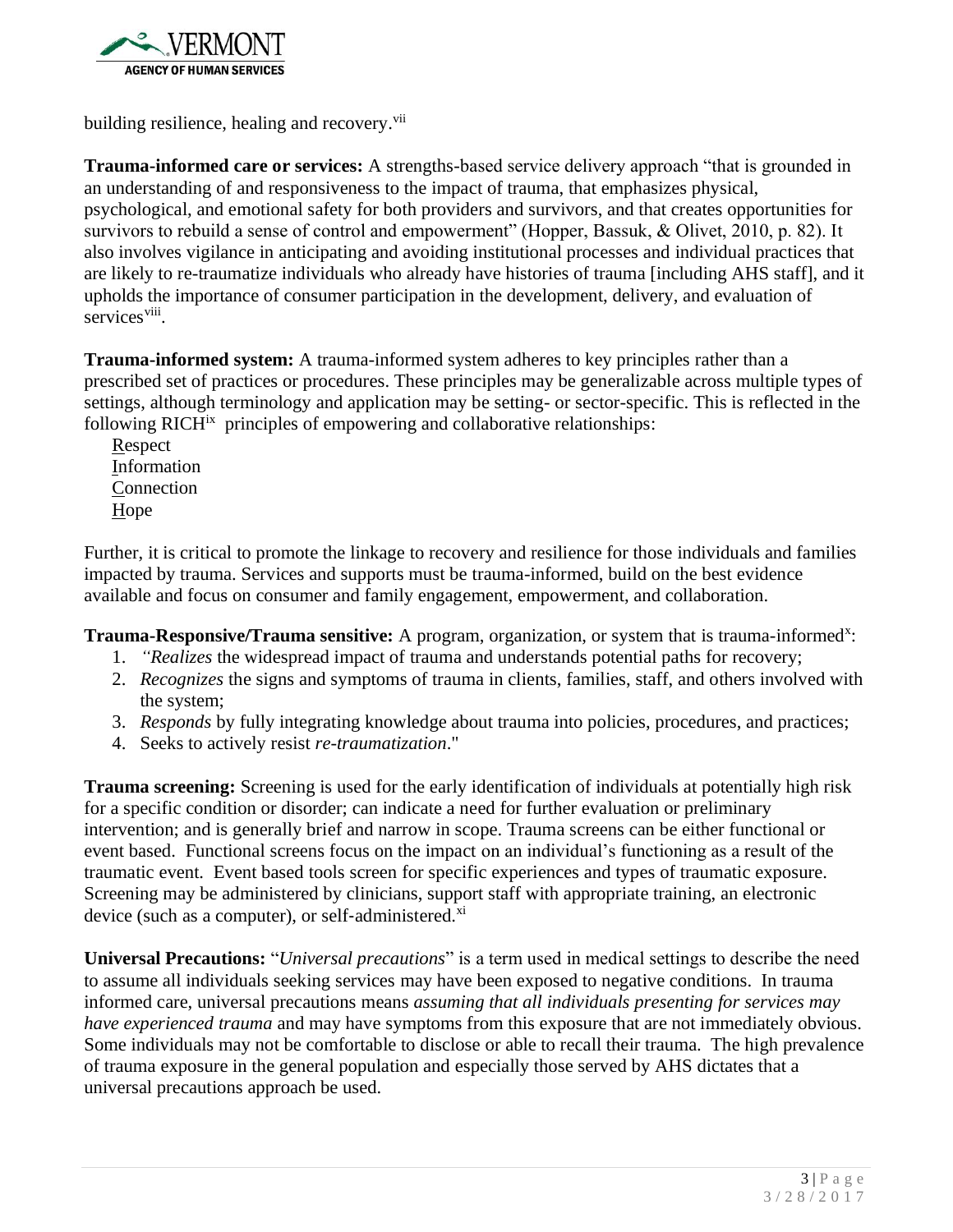building resilience, healing and recovery.[vii]

**Trauma-informed care or services:** A strengths-based service delivery approach "that is grounded in an understanding of and responsiveness to the impact of trauma, that emphasizes physical, psychological, and emotional safety for both providers and survivors, and that creates opportunities for survivors to rebuild a sense of control and empowerment" (Hopper, Bassuk, & Olivet, 2010, p. 82). It also involves vigilance in anticipating and avoiding institutional processes and individual practices that are likely to re-traumatize individuals who already have histories of trauma [including AHS staff], and it upholds the importance of consumer participation in the development, delivery, and evaluation of services[viii].

**Trauma-informed system:** A trauma-informed system adheres to key principles rather than a prescribed set of practices or procedures. These principles may be generalizable across multiple types of settings, although terminology and application may be setting- or sector-specific. This is reflected in the following RICH[ix] principles of empowering and collaborative relationships:

<u>R</u>espect
<u>I</u>nformation
<u>C</u>onnection
<u>H</u>ope

Further, it is critical to promote the linkage to recovery and resilience for those individuals and families impacted by trauma. Services and supports must be trauma-informed, build on the best evidence available and focus on consumer and family engagement, empowerment, and collaboration.

**Trauma-Responsive/Trauma sensitive:** A program, organization, or system that is trauma-informed[x]:

1. *"Realizes* the widespread impact of trauma and understands potential paths for recovery;
2. *Recognizes* the signs and symptoms of trauma in clients, families, staff, and others involved with the system;
3. *Responds* by fully integrating knowledge about trauma into policies, procedures, and practices;
4. Seeks to actively resist *re-traumatization*."

**Trauma screening:** Screening is used for the early identification of individuals at potentially high risk for a specific condition or disorder; can indicate a need for further evaluation or preliminary intervention; and is generally brief and narrow in scope. Trauma screens can be either functional or event based. Functional screens focus on the impact on an individual's functioning as a result of the traumatic event. Event based tools screen for specific experiences and types of traumatic exposure. Screening may be administered by clinicians, support staff with appropriate training, an electronic device (such as a computer), or self-administered.[xi]

**Universal Precautions:** "*Universal precautions*" is a term used in medical settings to describe the need to assume all individuals seeking services may have been exposed to negative conditions. In trauma informed care, universal precautions means *assuming that all individuals presenting for services may have experienced trauma* and may have symptoms from this exposure that are not immediately obvious. Some individuals may not be comfortable to disclose or able to recall their trauma. The high prevalence of trauma exposure in the general population and especially those served by AHS dictates that a universal precautions approach be used.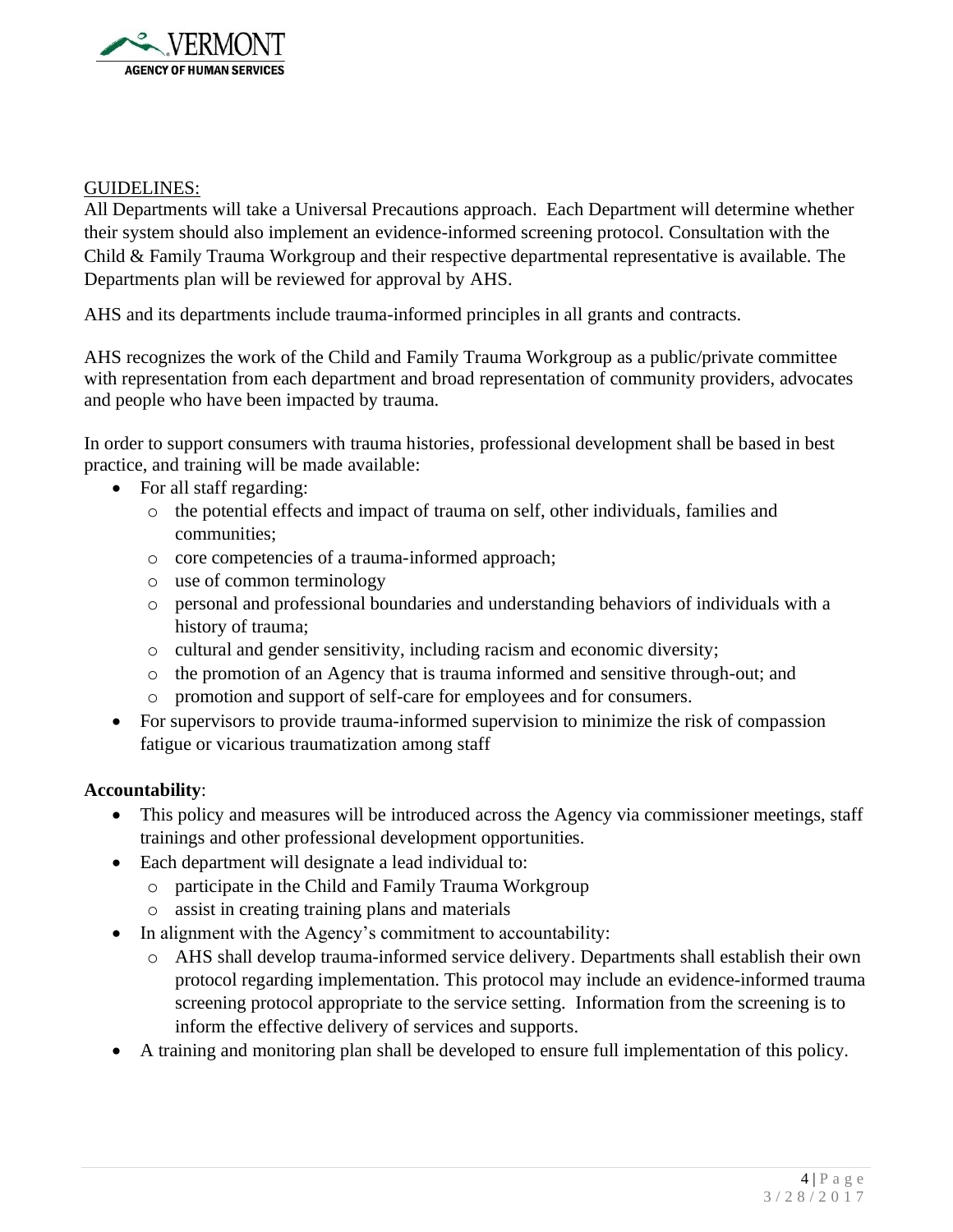<u>GUIDELINES:</u>

All Departments will take a Universal Precautions approach. Each Department will determine whether their system should also implement an evidence-informed screening protocol. Consultation with the Child & Family Trauma Workgroup and their respective departmental representative is available. The Departments plan will be reviewed for approval by AHS.

AHS and its departments include trauma-informed principles in all grants and contracts.

AHS recognizes the work of the Child and Family Trauma Workgroup as a public/private committee with representation from each department and broad representation of community providers, advocates and people who have been impacted by trauma.

In order to support consumers with trauma histories, professional development shall be based in best practice, and training will be made available:

- For all staff regarding:
  - the potential effects and impact of trauma on self, other individuals, families and communities;
  - core competencies of a trauma-informed approach;
  - use of common terminology
  - personal and professional boundaries and understanding behaviors of individuals with a history of trauma;
  - cultural and gender sensitivity, including racism and economic diversity;
  - the promotion of an Agency that is trauma informed and sensitive through-out; and
  - promotion and support of self-care for employees and for consumers.
- For supervisors to provide trauma-informed supervision to minimize the risk of compassion fatigue or vicarious traumatization among staff

**Accountability**:

- This policy and measures will be introduced across the Agency via commissioner meetings, staff trainings and other professional development opportunities.
- Each department will designate a lead individual to:
  - participate in the Child and Family Trauma Workgroup
  - assist in creating training plans and materials
- In alignment with the Agency's commitment to accountability:
  - AHS shall develop trauma-informed service delivery. Departments shall establish their own protocol regarding implementation. This protocol may include an evidence-informed trauma screening protocol appropriate to the service setting. Information from the screening is to inform the effective delivery of services and supports.
- A training and monitoring plan shall be developed to ensure full implementation of this policy.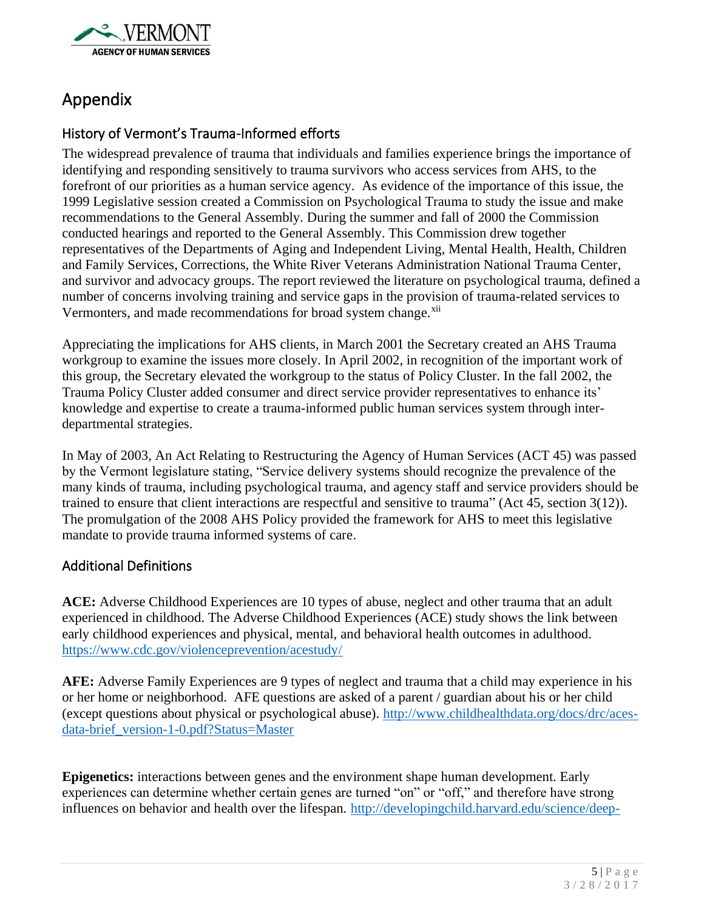# Appendix

## History of Vermont's Trauma-Informed efforts

The widespread prevalence of trauma that individuals and families experience brings the importance of identifying and responding sensitively to trauma survivors who access services from AHS, to the forefront of our priorities as a human service agency. As evidence of the importance of this issue, the 1999 Legislative session created a Commission on Psychological Trauma to study the issue and make recommendations to the General Assembly. During the summer and fall of 2000 the Commission conducted hearings and reported to the General Assembly. This Commission drew together representatives of the Departments of Aging and Independent Living, Mental Health, Health, Children and Family Services, Corrections, the White River Veterans Administration National Trauma Center, and survivor and advocacy groups. The report reviewed the literature on psychological trauma, defined a number of concerns involving training and service gaps in the provision of trauma-related services to Vermonters, and made recommendations for broad system change.[xii]

Appreciating the implications for AHS clients, in March 2001 the Secretary created an AHS Trauma workgroup to examine the issues more closely. In April 2002, in recognition of the important work of this group, the Secretary elevated the workgroup to the status of Policy Cluster. In the fall 2002, the Trauma Policy Cluster added consumer and direct service provider representatives to enhance its' knowledge and expertise to create a trauma-informed public human services system through inter-departmental strategies.

In May of 2003, An Act Relating to Restructuring the Agency of Human Services (ACT 45) was passed by the Vermont legislature stating, "Service delivery systems should recognize the prevalence of the many kinds of trauma, including psychological trauma, and agency staff and service providers should be trained to ensure that client interactions are respectful and sensitive to trauma" (Act 45, section 3(12)). The promulgation of the 2008 AHS Policy provided the framework for AHS to meet this legislative mandate to provide trauma informed systems of care.

## Additional Definitions

**ACE:** Adverse Childhood Experiences are 10 types of abuse, neglect and other trauma that an adult experienced in childhood. The Adverse Childhood Experiences (ACE) study shows the link between early childhood experiences and physical, mental, and behavioral health outcomes in adulthood. https://www.cdc.gov/violenceprevention/acestudy/

**AFE:** Adverse Family Experiences are 9 types of neglect and trauma that a child may experience in his or her home or neighborhood. AFE questions are asked of a parent / guardian about his or her child (except questions about physical or psychological abuse). http://www.childhealthdata.org/docs/drc/aces-data-brief_version-1-0.pdf?Status=Master

**Epigenetics:** interactions between genes and the environment shape human development. Early experiences can determine whether certain genes are turned "on" or "off," and therefore have strong influences on behavior and health over the lifespan. http://developingchild.harvard.edu/science/deep-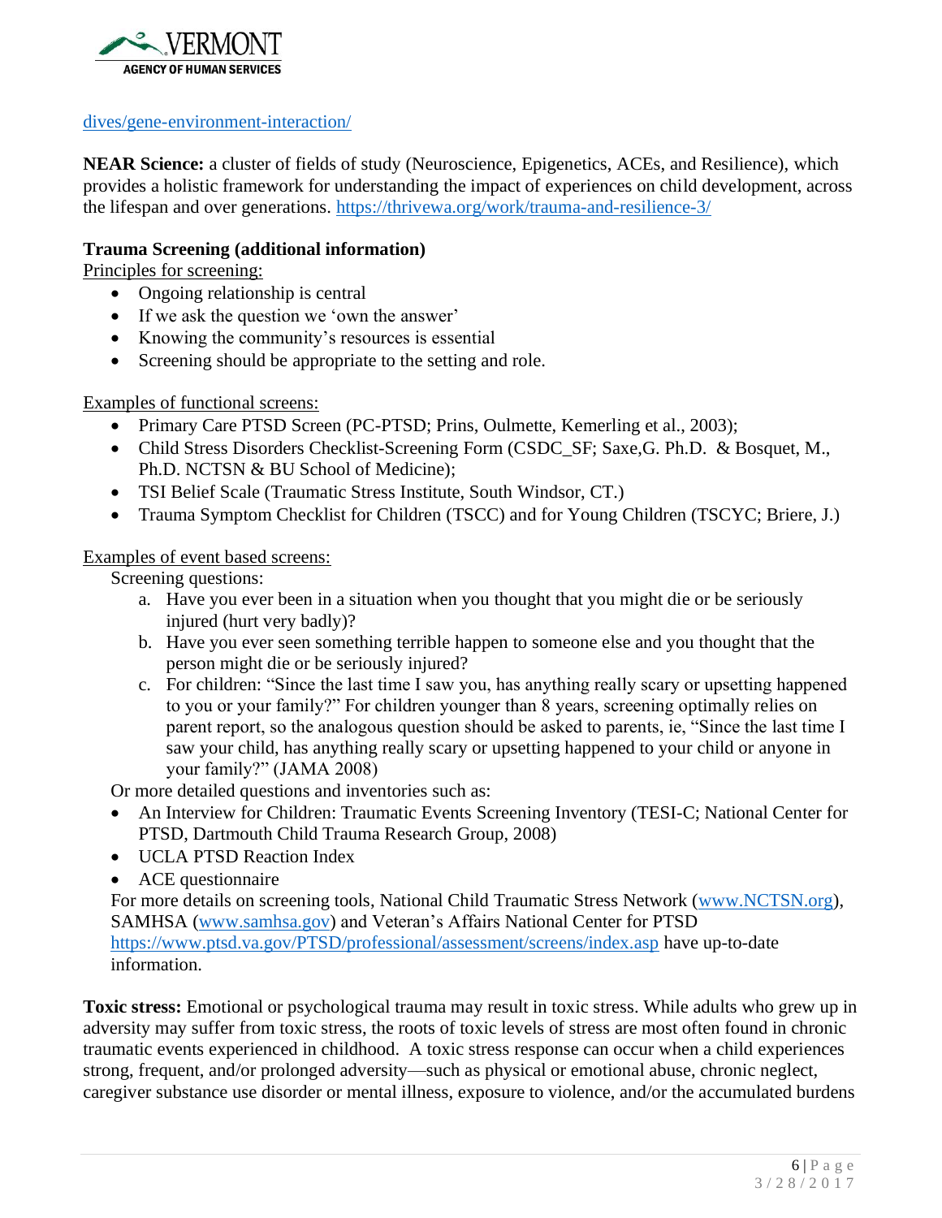[dives/gene-environment-interaction/](dives/gene-environment-interaction/)

**NEAR Science:** a cluster of fields of study (Neuroscience, Epigenetics, ACEs, and Resilience), which provides a holistic framework for understanding the impact of experiences on child development, across the lifespan and over generations. [https://thrivewa.org/work/trauma-and-resilience-3/](https://thrivewa.org/work/trauma-and-resilience-3/)

**Trauma Screening (additional information)**

Principles for screening:

- Ongoing relationship is central
- If we ask the question we 'own the answer'
- Knowing the community's resources is essential
- Screening should be appropriate to the setting and role.

Examples of functional screens:

- Primary Care PTSD Screen (PC-PTSD; Prins, Oulmette, Kemerling et al., 2003);
- Child Stress Disorders Checklist-Screening Form (CSDC_SF; Saxe,G. Ph.D. & Bosquet, M., Ph.D. NCTSN & BU School of Medicine);
- TSI Belief Scale (Traumatic Stress Institute, South Windsor, CT.)
- Trauma Symptom Checklist for Children (TSCC) and for Young Children (TSCYC; Briere, J.)

Examples of event based screens:

Screening questions:

a. Have you ever been in a situation when you thought that you might die or be seriously injured (hurt very badly)?
b. Have you ever seen something terrible happen to someone else and you thought that the person might die or be seriously injured?
c. For children: "Since the last time I saw you, has anything really scary or upsetting happened to you or your family?" For children younger than 8 years, screening optimally relies on parent report, so the analogous question should be asked to parents, ie, "Since the last time I saw your child, has anything really scary or upsetting happened to your child or anyone in your family?" (JAMA 2008)

Or more detailed questions and inventories such as:

- An Interview for Children: Traumatic Events Screening Inventory (TESI-C; National Center for PTSD, Dartmouth Child Trauma Research Group, 2008)
- UCLA PTSD Reaction Index
- ACE questionnaire

For more details on screening tools, National Child Traumatic Stress Network ([www.NCTSN.org](www.NCTSN.org)), SAMHSA ([www.samhsa.gov](www.samhsa.gov)) and Veteran's Affairs National Center for PTSD [https://www.ptsd.va.gov/PTSD/professional/assessment/screens/index.asp](https://www.ptsd.va.gov/PTSD/professional/assessment/screens/index.asp) have up-to-date information.

**Toxic stress:** Emotional or psychological trauma may result in toxic stress. While adults who grew up in adversity may suffer from toxic stress, the roots of toxic levels of stress are most often found in chronic traumatic events experienced in childhood. A toxic stress response can occur when a child experiences strong, frequent, and/or prolonged adversity—such as physical or emotional abuse, chronic neglect, caregiver substance use disorder or mental illness, exposure to violence, and/or the accumulated burdens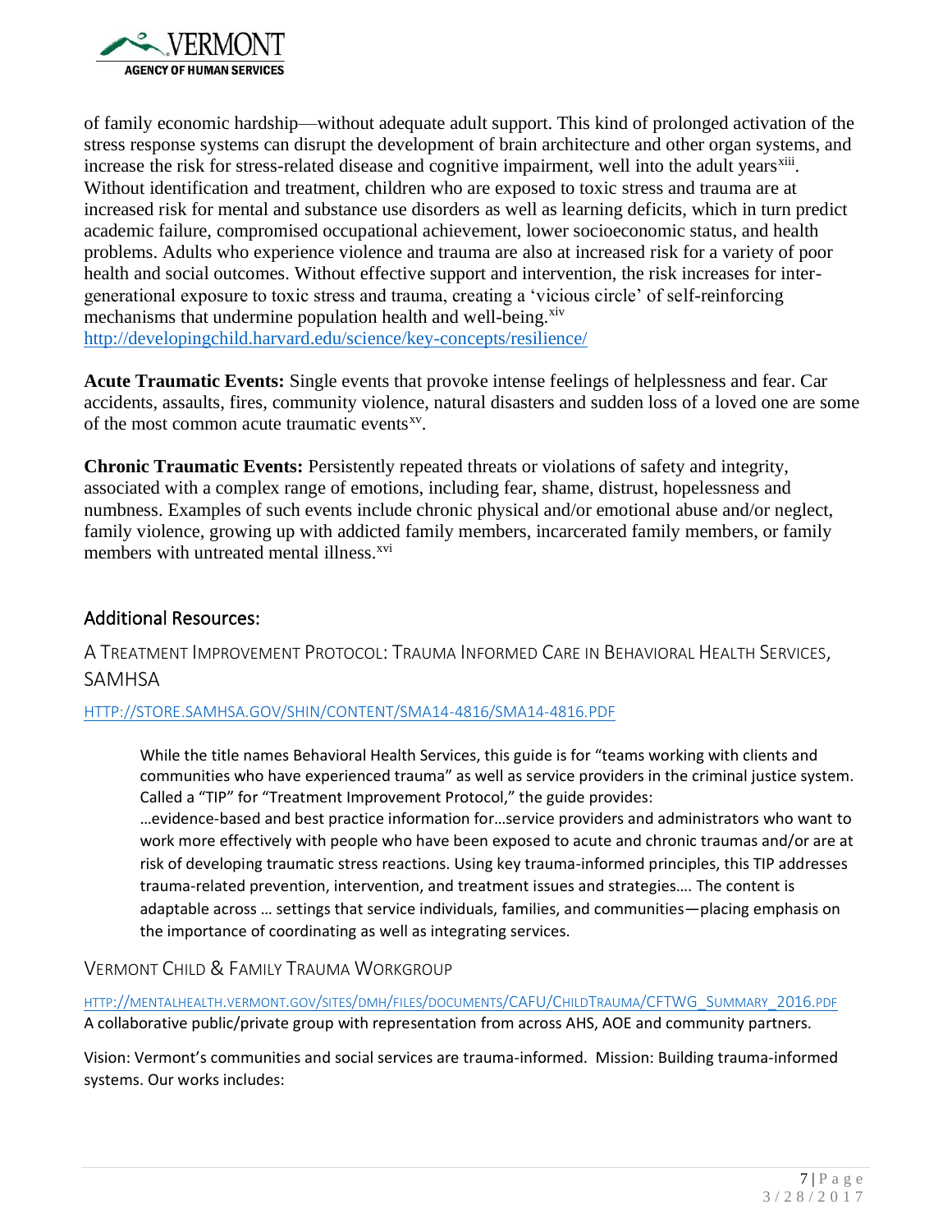of family economic hardship—without adequate adult support. This kind of prolonged activation of the stress response systems can disrupt the development of brain architecture and other organ systems, and increase the risk for stress-related disease and cognitive impairment, well into the adult years[xiii]. Without identification and treatment, children who are exposed to toxic stress and trauma are at increased risk for mental and substance use disorders as well as learning deficits, which in turn predict academic failure, compromised occupational achievement, lower socioeconomic status, and health problems. Adults who experience violence and trauma are also at increased risk for a variety of poor health and social outcomes. Without effective support and intervention, the risk increases for inter-generational exposure to toxic stress and trauma, creating a 'vicious circle' of self-reinforcing mechanisms that undermine population health and well-being.[xiv]
http://developingchild.harvard.edu/science/key-concepts/resilience/

**Acute Traumatic Events:** Single events that provoke intense feelings of helplessness and fear. Car accidents, assaults, fires, community violence, natural disasters and sudden loss of a loved one are some of the most common acute traumatic events[xv].

**Chronic Traumatic Events:** Persistently repeated threats or violations of safety and integrity, associated with a complex range of emotions, including fear, shame, distrust, hopelessness and numbness. Examples of such events include chronic physical and/or emotional abuse and/or neglect, family violence, growing up with addicted family members, incarcerated family members, or family members with untreated mental illness.[xvi]

## Additional Resources:

### A Treatment Improvement Protocol: Trauma Informed Care in Behavioral Health Services, SAMHSA

HTTP://STORE.SAMHSA.GOV/SHIN/CONTENT/SMA14-4816/SMA14-4816.PDF

> While the title names Behavioral Health Services, this guide is for "teams working with clients and communities who have experienced trauma" as well as service providers in the criminal justice system. Called a "TIP" for "Treatment Improvement Protocol," the guide provides:
> …evidence-based and best practice information for…service providers and administrators who want to work more effectively with people who have been exposed to acute and chronic traumas and/or are at risk of developing traumatic stress reactions. Using key trauma-informed principles, this TIP addresses trauma-related prevention, intervention, and treatment issues and strategies…. The content is adaptable across … settings that service individuals, families, and communities—placing emphasis on the importance of coordinating as well as integrating services.

### Vermont Child & Family Trauma Workgroup

HTTP://MENTALHEALTH.VERMONT.GOV/SITES/DMH/FILES/DOCUMENTS/CAFU/CHILDTRAUMA/CFTWG_SUMMARY_2016.PDF
A collaborative public/private group with representation from across AHS, AOE and community partners.

Vision: Vermont's communities and social services are trauma-informed. Mission: Building trauma-informed systems. Our works includes: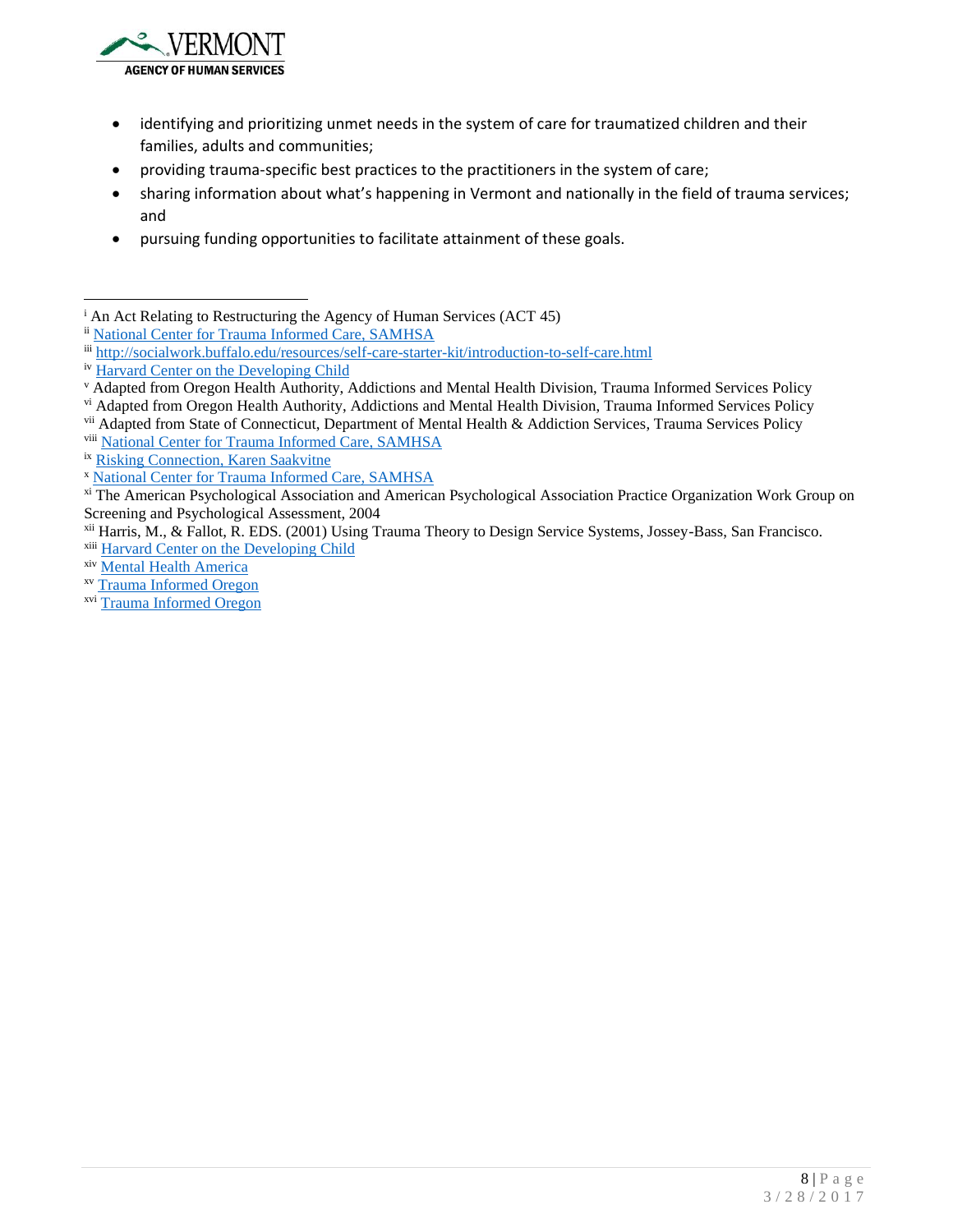- identifying and prioritizing unmet needs in the system of care for traumatized children and their families, adults and communities;
- providing trauma-specific best practices to the practitioners in the system of care;
- sharing information about what's happening in Vermont and nationally in the field of trauma services; and
- pursuing funding opportunities to facilitate attainment of these goals.

---

[i] An Act Relating to Restructuring the Agency of Human Services (ACT 45)
[ii] National Center for Trauma Informed Care, SAMHSA
[iii] http://socialwork.buffalo.edu/resources/self-care-starter-kit/introduction-to-self-care.html
[iv] Harvard Center on the Developing Child
[v] Adapted from Oregon Health Authority, Addictions and Mental Health Division, Trauma Informed Services Policy
[vi] Adapted from Oregon Health Authority, Addictions and Mental Health Division, Trauma Informed Services Policy
[vii] Adapted from State of Connecticut, Department of Mental Health & Addiction Services, Trauma Services Policy
[viii] National Center for Trauma Informed Care, SAMHSA
[ix] Risking Connection, Karen Saakvitne
[x] National Center for Trauma Informed Care, SAMHSA
[xi] The American Psychological Association and American Psychological Association Practice Organization Work Group on Screening and Psychological Assessment, 2004
[xii] Harris, M., & Fallot, R. EDS. (2001) Using Trauma Theory to Design Service Systems, Jossey-Bass, San Francisco.
[xiii] Harvard Center on the Developing Child
[xiv] Mental Health America
[xv] Trauma Informed Oregon
[xvi] Trauma Informed Oregon